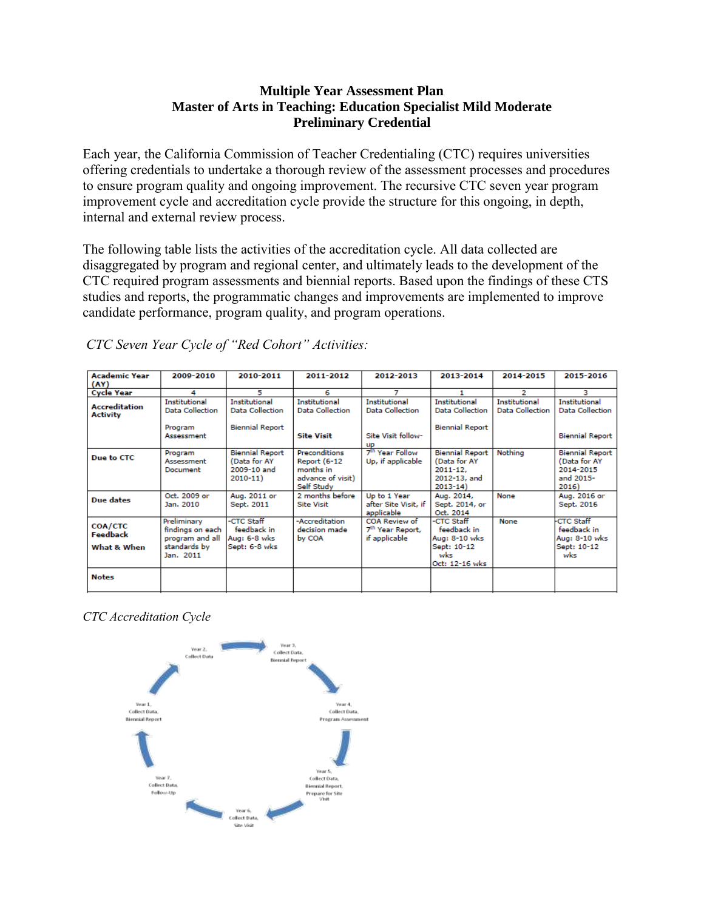# Multiple Year Assessment Plan
## Master of Arts in Teaching: Education Specialist Mild Moderate
## Preliminary Credential

Each year, the California Commission of Teacher Credentialing (CTC) requires universities offering credentials to undertake a thorough review of the assessment processes and procedures to ensure program quality and ongoing improvement. The recursive CTC seven year program improvement cycle and accreditation cycle provide the structure for this ongoing, in depth, internal and external review process.

The following table lists the activities of the accreditation cycle. All data collected are disaggregated by program and regional center, and ultimately leads to the development of the CTC required program assessments and biennial reports. Based upon the findings of these CTS studies and reports, the programmatic changes and improvements are implemented to improve candidate performance, program quality, and program operations.

*CTC Seven Year Cycle of "Red Cohort" Activities:*

| Academic Year (AY) | 2009-2010 | 2010-2011 | 2011-2012 | 2012-2013 | 2013-2014 | 2014-2015 | 2015-2016 |
|---|---|---|---|---|---|---|---|
| Cycle Year | 4 | 5 | 6 | 7 | 1 | 2 | 3 |
| Accreditation Activity | Institutional Data Collection<br><br>Program Assessment | Institutional Data Collection<br><br>Biennial Report | Institutional Data Collection<br><br>**Site Visit** | Institutional Data Collection<br><br>Site Visit follow-up | Institutional Data Collection<br><br>Biennial Report | Institutional Data Collection | Institutional Data Collection<br><br>Biennial Report |
| Due to CTC | Program Assessment Document | Biennial Report (Data for AY 2009-10 and 2010-11) | Preconditions Report (6-12 months in advance of visit)<br>Self Study | 7th Year Follow Up, if applicable | Biennial Report (Data for AY 2011-12, 2012-13, and 2013-14) | Nothing | Biennial Report (Data for AY 2014-2015 and 2015-2016) |
| Due dates | Oct. 2009 or Jan. 2010 | Aug. 2011 or Sept. 2011 | 2 months before Site Visit | Up to 1 Year after Site Visit, if applicable | Aug. 2014, Sept. 2014, or Oct. 2014 | None | Aug. 2016 or Sept. 2016 |
| COA/CTC Feedback<br>What & When | Preliminary findings on each program and all standards by Jan. 2011 | -CTC Staff feedback in<br>Aug: 6-8 wks<br>Sept: 6-8 wks | -Accreditation decision made by COA | COA Review of 7th Year Report, if applicable | -CTC Staff feedback in<br>Aug: 8-10 wks<br>Sept: 10-12 wks<br>Oct: 12-16 wks | None | -CTC Staff feedback in<br>Aug: 8-10 wks<br>Sept: 10-12 wks |
| Notes | | | | | | | |

*CTC Accreditation Cycle*

Year 1, Collect Data, Biennial Report → Year 2, Collect Data → Year 3, Collect Data, Biennial Report → Year 4, Collect Data, Program Assessment → Year 5, Collect Data, Biennial Report, Prepare for Site Visit → Year 6, Collect Data, Site Visit → Year 7, Collect Data, Follow-Up → Year 1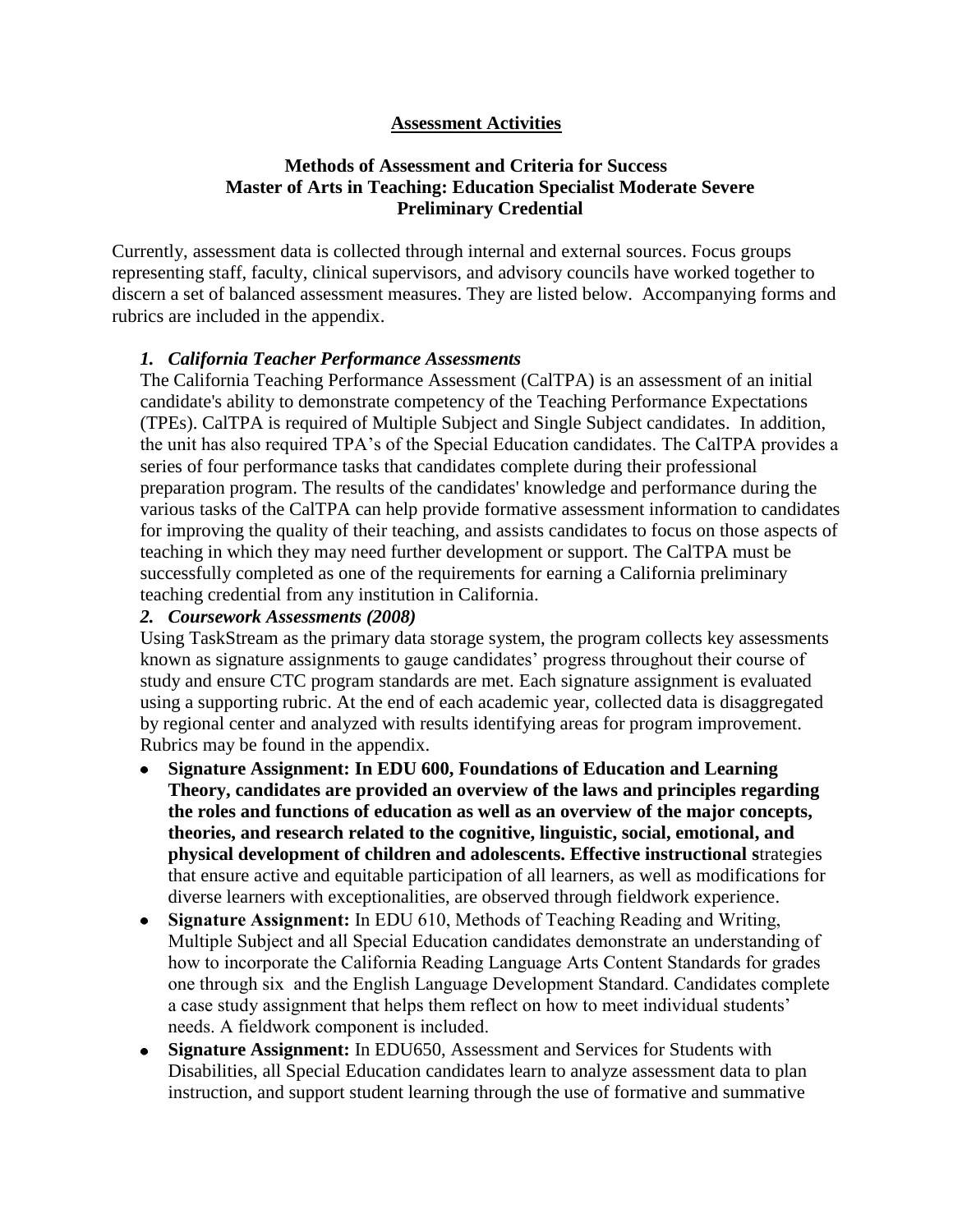**Assessment Activities**

**Methods of Assessment and Criteria for Success**
**Master of Arts in Teaching: Education Specialist Moderate Severe**
**Preliminary Credential**

Currently, assessment data is collected through internal and external sources. Focus groups representing staff, faculty, clinical supervisors, and advisory councils have worked together to discern a set of balanced assessment measures. They are listed below. Accompanying forms and rubrics are included in the appendix.

***1. California Teacher Performance Assessments***

The California Teaching Performance Assessment (CalTPA) is an assessment of an initial candidate's ability to demonstrate competency of the Teaching Performance Expectations (TPEs). CalTPA is required of Multiple Subject and Single Subject candidates. In addition, the unit has also required TPA's of the Special Education candidates. The CalTPA provides a series of four performance tasks that candidates complete during their professional preparation program. The results of the candidates' knowledge and performance during the various tasks of the CalTPA can help provide formative assessment information to candidates for improving the quality of their teaching, and assists candidates to focus on those aspects of teaching in which they may need further development or support. The CalTPA must be successfully completed as one of the requirements for earning a California preliminary teaching credential from any institution in California.

***2. Coursework Assessments (2008)***

Using TaskStream as the primary data storage system, the program collects key assessments known as signature assignments to gauge candidates' progress throughout their course of study and ensure CTC program standards are met. Each signature assignment is evaluated using a supporting rubric. At the end of each academic year, collected data is disaggregated by regional center and analyzed with results identifying areas for program improvement. Rubrics may be found in the appendix.

- **Signature Assignment: In EDU 600, Foundations of Education and Learning Theory, candidates are provided an overview of the laws and principles regarding the roles and functions of education as well as an overview of the major concepts, theories, and research related to the cognitive, linguistic, social, emotional, and physical development of children and adolescents. Effective instructional s**trategies that ensure active and equitable participation of all learners, as well as modifications for diverse learners with exceptionalities, are observed through fieldwork experience.
- **Signature Assignment:** In EDU 610, Methods of Teaching Reading and Writing, Multiple Subject and all Special Education candidates demonstrate an understanding of how to incorporate the California Reading Language Arts Content Standards for grades one through six and the English Language Development Standard. Candidates complete a case study assignment that helps them reflect on how to meet individual students' needs. A fieldwork component is included.
- **Signature Assignment:** In EDU650, Assessment and Services for Students with Disabilities, all Special Education candidates learn to analyze assessment data to plan instruction, and support student learning through the use of formative and summative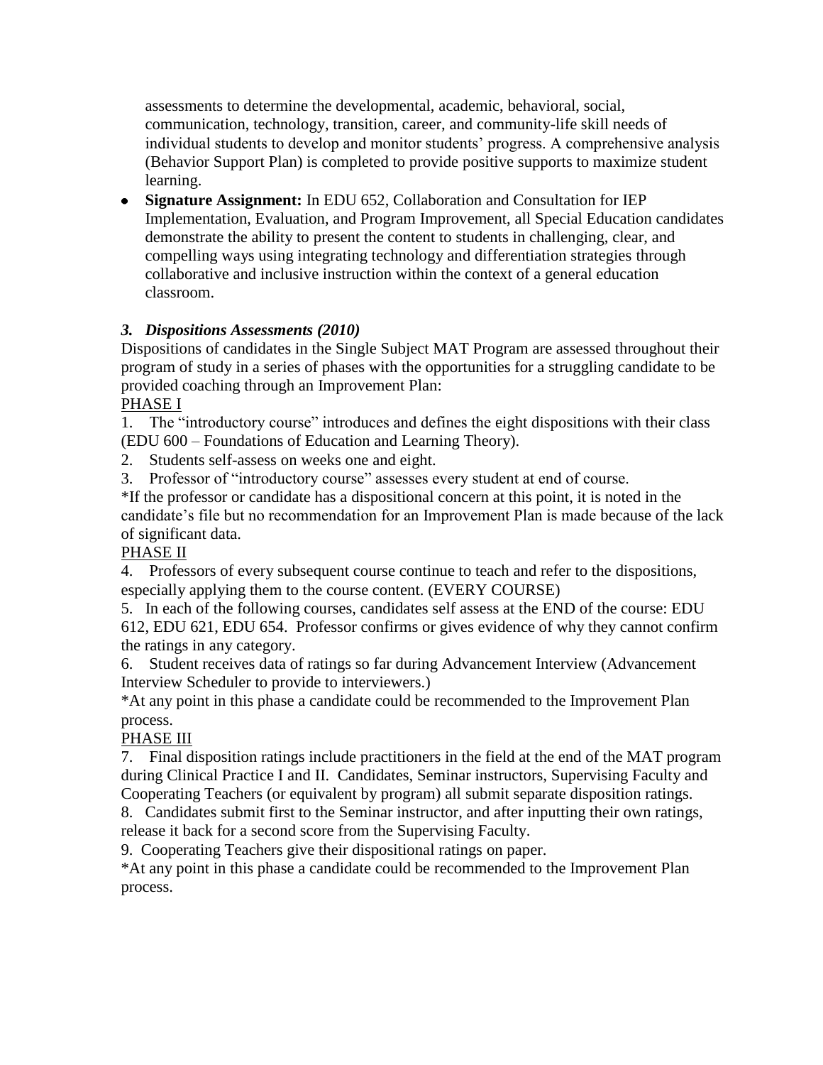assessments to determine the developmental, academic, behavioral, social, communication, technology, transition, career, and community-life skill needs of individual students to develop and monitor students' progress. A comprehensive analysis (Behavior Support Plan) is completed to provide positive supports to maximize student learning.

- **Signature Assignment:** In EDU 652, Collaboration and Consultation for IEP Implementation, Evaluation, and Program Improvement, all Special Education candidates demonstrate the ability to present the content to students in challenging, clear, and compelling ways using integrating technology and differentiation strategies through collaborative and inclusive instruction within the context of a general education classroom.

### *3. Dispositions Assessments (2010)*

Dispositions of candidates in the Single Subject MAT Program are assessed throughout their program of study in a series of phases with the opportunities for a struggling candidate to be provided coaching through an Improvement Plan:

PHASE I

1. The "introductory course" introduces and defines the eight dispositions with their class (EDU 600 – Foundations of Education and Learning Theory).
2. Students self-assess on weeks one and eight.
3. Professor of "introductory course" assesses every student at end of course.

*If the professor or candidate has a dispositional concern at this point, it is noted in the candidate's file but no recommendation for an Improvement Plan is made because of the lack of significant data.

PHASE II

4. Professors of every subsequent course continue to teach and refer to the dispositions, especially applying them to the course content. (EVERY COURSE)
5. In each of the following courses, candidates self assess at the END of the course: EDU 612, EDU 621, EDU 654. Professor confirms or gives evidence of why they cannot confirm the ratings in any category.
6. Student receives data of ratings so far during Advancement Interview (Advancement Interview Scheduler to provide to interviewers.)

*At any point in this phase a candidate could be recommended to the Improvement Plan process.

PHASE III

7. Final disposition ratings include practitioners in the field at the end of the MAT program during Clinical Practice I and II. Candidates, Seminar instructors, Supervising Faculty and Cooperating Teachers (or equivalent by program) all submit separate disposition ratings.
8. Candidates submit first to the Seminar instructor, and after inputting their own ratings, release it back for a second score from the Supervising Faculty.
9. Cooperating Teachers give their dispositional ratings on paper.

*At any point in this phase a candidate could be recommended to the Improvement Plan process.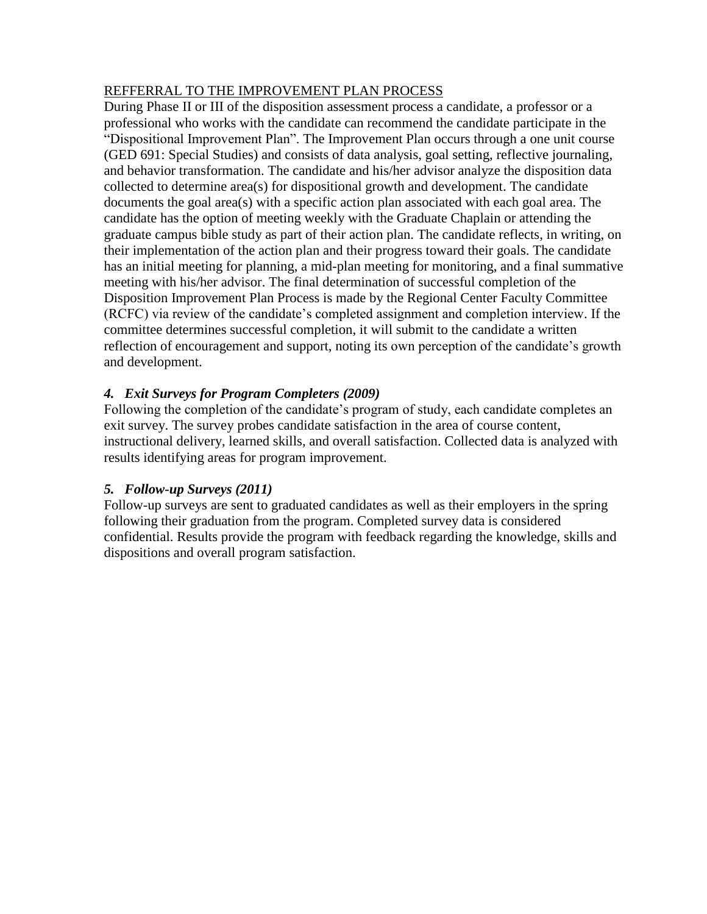<u>REFFERRAL TO THE IMPROVEMENT PLAN PROCESS</u>

During Phase II or III of the disposition assessment process a candidate, a professor or a professional who works with the candidate can recommend the candidate participate in the "Dispositional Improvement Plan". The Improvement Plan occurs through a one unit course (GED 691: Special Studies) and consists of data analysis, goal setting, reflective journaling, and behavior transformation. The candidate and his/her advisor analyze the disposition data collected to determine area(s) for dispositional growth and development. The candidate documents the goal area(s) with a specific action plan associated with each goal area. The candidate has the option of meeting weekly with the Graduate Chaplain or attending the graduate campus bible study as part of their action plan. The candidate reflects, in writing, on their implementation of the action plan and their progress toward their goals. The candidate has an initial meeting for planning, a mid-plan meeting for monitoring, and a final summative meeting with his/her advisor. The final determination of successful completion of the Disposition Improvement Plan Process is made by the Regional Center Faculty Committee (RCFC) via review of the candidate's completed assignment and completion interview. If the committee determines successful completion, it will submit to the candidate a written reflection of encouragement and support, noting its own perception of the candidate's growth and development.

### *4. Exit Surveys for Program Completers (2009)*

Following the completion of the candidate's program of study, each candidate completes an exit survey. The survey probes candidate satisfaction in the area of course content, instructional delivery, learned skills, and overall satisfaction. Collected data is analyzed with results identifying areas for program improvement.

### *5. Follow-up Surveys (2011)*

Follow-up surveys are sent to graduated candidates as well as their employers in the spring following their graduation from the program. Completed survey data is considered confidential. Results provide the program with feedback regarding the knowledge, skills and dispositions and overall program satisfaction.